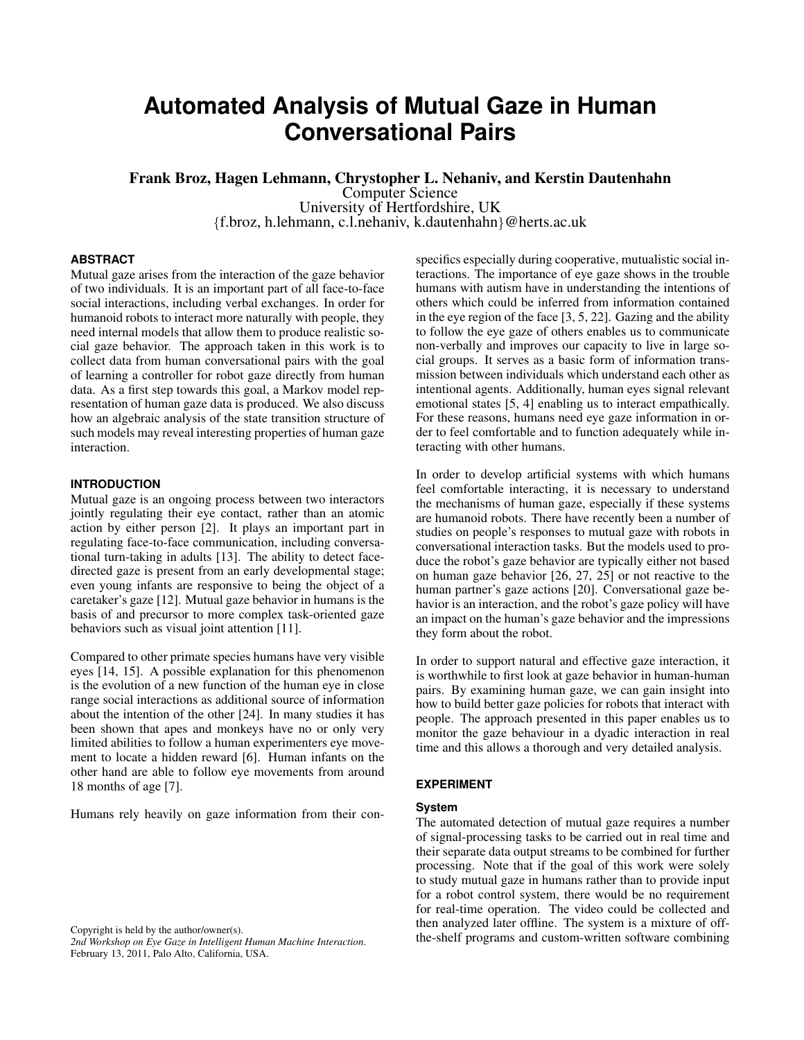# Automated Analysis of Mutual Gaze in Human Conversational Pairs

**Frank Broz, Hagen Lehmann, Chrystopher L. Nehaniv, and Kerstin Dautenhahn**
Computer Science
University of Hertfordshire, UK
{f.broz, h.lehmann, c.l.nehaniv, k.dautenhahn}@herts.ac.uk

## ABSTRACT

Mutual gaze arises from the interaction of the gaze behavior of two individuals. It is an important part of all face-to-face social interactions, including verbal exchanges. In order for humanoid robots to interact more naturally with people, they need internal models that allow them to produce realistic social gaze behavior. The approach taken in this work is to collect data from human conversational pairs with the goal of learning a controller for robot gaze directly from human data. As a first step towards this goal, a Markov model representation of human gaze data is produced. We also discuss how an algebraic analysis of the state transition structure of such models may reveal interesting properties of human gaze interaction.

## INTRODUCTION

Mutual gaze is an ongoing process between two interactors jointly regulating their eye contact, rather than an atomic action by either person [2]. It plays an important part in regulating face-to-face communication, including conversational turn-taking in adults [13]. The ability to detect face-directed gaze is present from an early developmental stage; even young infants are responsive to being the object of a caretaker's gaze [12]. Mutual gaze behavior in humans is the basis of and precursor to more complex task-oriented gaze behaviors such as visual joint attention [11].

Compared to other primate species humans have very visible eyes [14, 15]. A possible explanation for this phenomenon is the evolution of a new function of the human eye in close range social interactions as additional source of information about the intention of the other [24]. In many studies it has been shown that apes and monkeys have no or only very limited abilities to follow a human experimenters eye movement to locate a hidden reward [6]. Human infants on the other hand are able to follow eye movements from around 18 months of age [7].

Humans rely heavily on gaze information from their conspecifics especially during cooperative, mutualistic social interactions. The importance of eye gaze shows in the trouble humans with autism have in understanding the intentions of others which could be inferred from information contained in the eye region of the face [3, 5, 22]. Gazing and the ability to follow the eye gaze of others enables us to communicate non-verbally and improves our capacity to live in large social groups. It serves as a basic form of information transmission between individuals which understand each other as intentional agents. Additionally, human eyes signal relevant emotional states [5, 4] enabling us to interact empathically. For these reasons, humans need eye gaze information in order to feel comfortable and to function adequately while interacting with other humans.

In order to develop artificial systems with which humans feel comfortable interacting, it is necessary to understand the mechanisms of human gaze, especially if these systems are humanoid robots. There have recently been a number of studies on people's responses to mutual gaze with robots in conversational interaction tasks. But the models used to produce the robot's gaze behavior are typically either not based on human gaze behavior [26, 27, 25] or not reactive to the human partner's gaze actions [20]. Conversational gaze behavior is an interaction, and the robot's gaze policy will have an impact on the human's gaze behavior and the impressions they form about the robot.

In order to support natural and effective gaze interaction, it is worthwhile to first look at gaze behavior in human-human pairs. By examining human gaze, we can gain insight into how to build better gaze policies for robots that interact with people. The approach presented in this paper enables us to monitor the gaze behaviour in a dyadic interaction in real time and this allows a thorough and very detailed analysis.

## EXPERIMENT

### System

The automated detection of mutual gaze requires a number of signal-processing tasks to be carried out in real time and their separate data output streams to be combined for further processing. Note that if the goal of this work were solely to study mutual gaze in humans rather than to provide input for a robot control system, there would be no requirement for real-time operation. The video could be collected and then analyzed later offline. The system is a mixture of off-the-shelf programs and custom-written software combining

Copyright is held by the author/owner(s).
*2nd Workshop on Eye Gaze in Intelligent Human Machine Interaction.*
February 13, 2011, Palo Alto, California, USA.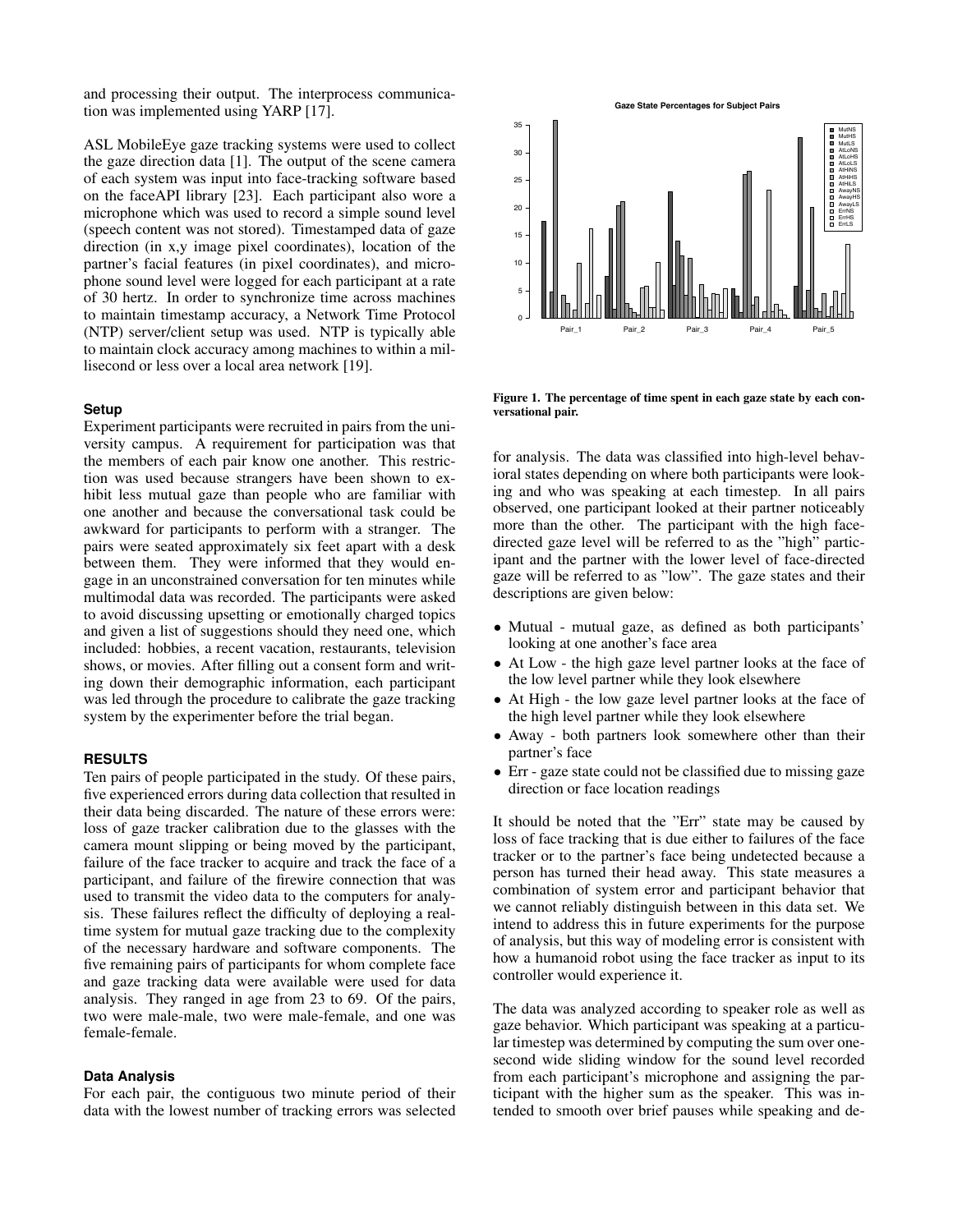and processing their output. The interprocess communication was implemented using YARP [17].

ASL MobileEye gaze tracking systems were used to collect the gaze direction data [1]. The output of the scene camera of each system was input into face-tracking software based on the faceAPI library [23]. Each participant also wore a microphone which was used to record a simple sound level (speech content was not stored). Timestamped data of gaze direction (in x,y image pixel coordinates), location of the partner's facial features (in pixel coordinates), and microphone sound level were logged for each participant at a rate of 30 hertz. In order to synchronize time across machines to maintain timestamp accuracy, a Network Time Protocol (NTP) server/client setup was used. NTP is typically able to maintain clock accuracy among machines to within a millisecond or less over a local area network [19].

### Setup

Experiment participants were recruited in pairs from the university campus. A requirement for participation was that the members of each pair know one another. This restriction was used because strangers have been shown to exhibit less mutual gaze than people who are familiar with one another and because the conversational task could be awkward for participants to perform with a stranger. The pairs were seated approximately six feet apart with a desk between them. They were informed that they would engage in an unconstrained conversation for ten minutes while multimodal data was recorded. The participants were asked to avoid discussing upsetting or emotionally charged topics and given a list of suggestions should they need one, which included: hobbies, a recent vacation, restaurants, television shows, or movies. After filling out a consent form and writing down their demographic information, each participant was led through the procedure to calibrate the gaze tracking system by the experimenter before the trial began.

## RESULTS

Ten pairs of people participated in the study. Of these pairs, five experienced errors during data collection that resulted in their data being discarded. The nature of these errors were: loss of gaze tracker calibration due to the glasses with the camera mount slipping or being moved by the participant, failure of the face tracker to acquire and track the face of a participant, and failure of the firewire connection that was used to transmit the video data to the computers for analysis. These failures reflect the difficulty of deploying a realtime system for mutual gaze tracking due to the complexity of the necessary hardware and software components. The five remaining pairs of participants for whom complete face and gaze tracking data were available were used for data analysis. They ranged in age from 23 to 69. Of the pairs, two were male-male, two were male-female, and one was female-female.

### Data Analysis

For each pair, the contiguous two minute period of their data with the lowest number of tracking errors was selected for analysis. The data was classified into high-level behavioral states depending on where both participants were looking and who was speaking at each timestep. In all pairs observed, one participant looked at their partner noticeably more than the other. The participant with the high face-directed gaze level will be referred to as the "high" participant and the partner with the lower level of face-directed gaze will be referred to as "low". The gaze states and their descriptions are given below:

Gaze State Percentages for Subject Pairs

0
5
10
15
20
25
30
35

Pair_1 Pair_2 Pair_3 Pair_4 Pair_5

MutNS
MutHS
MutLS
AtLoNS
AtLoHS
AtLoLS
AtHiNS
AtHiHS
AtHiLS
AwayNS
AwayHS
AwayLS
ErrNS
ErrHS
ErrLS

**Figure 1. The percentage of time spent in each gaze state by each conversational pair.**

- Mutual - mutual gaze, as defined as both participants' looking at one another's face area
- At Low - the high gaze level partner looks at the face of the low level partner while they look elsewhere
- At High - the low gaze level partner looks at the face of the high level partner while they look elsewhere
- Away - both partners look somewhere other than their partner's face
- Err - gaze state could not be classified due to missing gaze direction or face location readings

It should be noted that the "Err" state may be caused by loss of face tracking that is due either to failures of the face tracker or to the partner's face being undetected because a person has turned their head away. This state measures a combination of system error and participant behavior that we cannot reliably distinguish between in this data set. We intend to address this in future experiments for the purpose of analysis, but this way of modeling error is consistent with how a humanoid robot using the face tracker as input to its controller would experience it.

The data was analyzed according to speaker role as well as gaze behavior. Which participant was speaking at a particular timestep was determined by computing the sum over one-second wide sliding window for the sound level recorded from each participant's microphone and assigning the participant with the higher sum as the speaker. This was intended to smooth over brief pauses while speaking and de-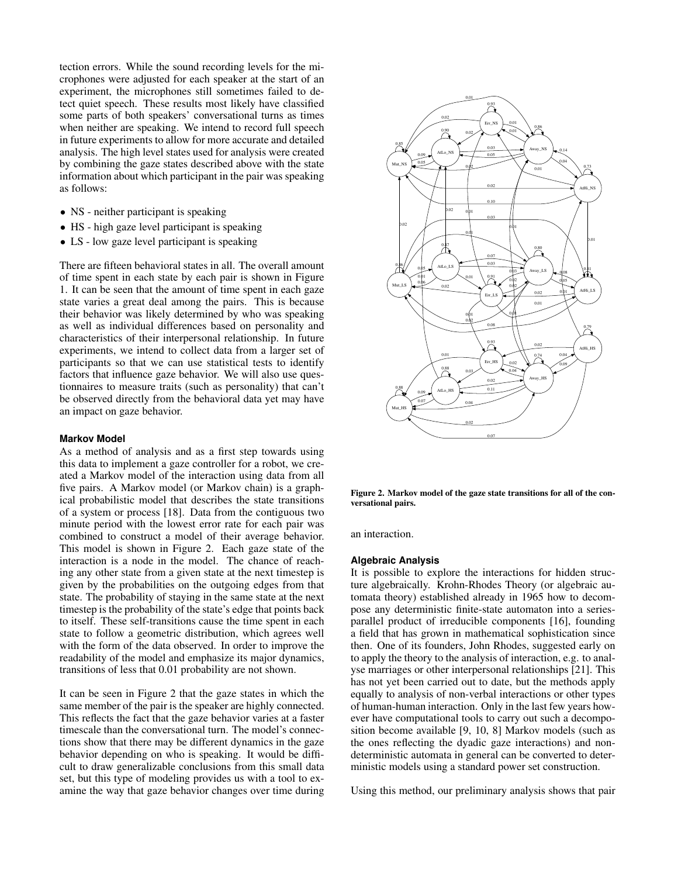tection errors. While the sound recording levels for the microphones were adjusted for each speaker at the start of an experiment, the microphones still sometimes failed to detect quiet speech. These results most likely have classified some parts of both speakers' conversational turns as times when neither are speaking. We intend to record full speech in future experiments to allow for more accurate and detailed analysis. The high level states used for analysis were created by combining the gaze states described above with the state information about which participant in the pair was speaking as follows:

- NS - neither participant is speaking
- HS - high gaze level participant is speaking
- LS - low gaze level participant is speaking

There are fifteen behavioral states in all. The overall amount of time spent in each state by each pair is shown in Figure 1. It can be seen that the amount of time spent in each gaze state varies a great deal among the pairs. This is because their behavior was likely determined by who was speaking as well as individual differences based on personality and characteristics of their interpersonal relationship. In future experiments, we intend to collect data from a larger set of participants so that we can use statistical tests to identify factors that influence gaze behavior. We will also use questionnaires to measure traits (such as personality) that can't be observed directly from the behavioral data yet may have an impact on gaze behavior.

### Markov Model

As a method of analysis and as a first step towards using this data to implement a gaze controller for a robot, we created a Markov model of the interaction using data from all five pairs. A Markov model (or Markov chain) is a graphical probabilistic model that describes the state transitions of a system or process [18]. Data from the contiguous two minute period with the lowest error rate for each pair was combined to construct a model of their average behavior. This model is shown in Figure 2. Each gaze state of the interaction is a node in the model. The chance of reaching any other state from a given state at the next timestep is given by the probabilities on the outgoing edges from that state. The probability of staying in the same state at the next timestep is the probability of the state's edge that points back to itself. These self-transitions cause the time spent in each state to follow a geometric distribution, which agrees well with the form of the data observed. In order to improve the readability of the model and emphasize its major dynamics, transitions of less that 0.01 probability are not shown.

It can be seen in Figure 2 that the gaze states in which the same member of the pair is the speaker are highly connected. This reflects the fact that the gaze behavior varies at a faster timescale than the conversational turn. The model's connections show that there may be different dynamics in the gaze behavior depending on who is speaking. It would be difficult to draw generalizable conclusions from this small data set, but this type of modeling provides us with a tool to examine the way that gaze behavior changes over time during an interaction.

**Figure 2. Markov model of the gaze state transitions for all of the conversational pairs.**

### Algebraic Analysis

It is possible to explore the interactions for hidden structure algebraically. Krohn-Rhodes Theory (or algebraic automata theory) established already in 1965 how to decompose any deterministic finite-state automaton into a series-parallel product of irreducible components [16], founding a field that has grown in mathematical sophistication since then. One of its founders, John Rhodes, suggested early on to apply the theory to the analysis of interaction, e.g. to analyse marriages or other interpersonal relationships [21]. This has not yet been carried out to date, but the methods apply equally to analysis of non-verbal interactions or other types of human-human interaction. Only in the last few years however have computational tools to carry out such a decomposition become available [9, 10, 8] Markov models (such as the ones reflecting the dyadic gaze interactions) and nondeterministic automata in general can be converted to deterministic models using a standard power set construction.

Using this method, our preliminary analysis shows that pair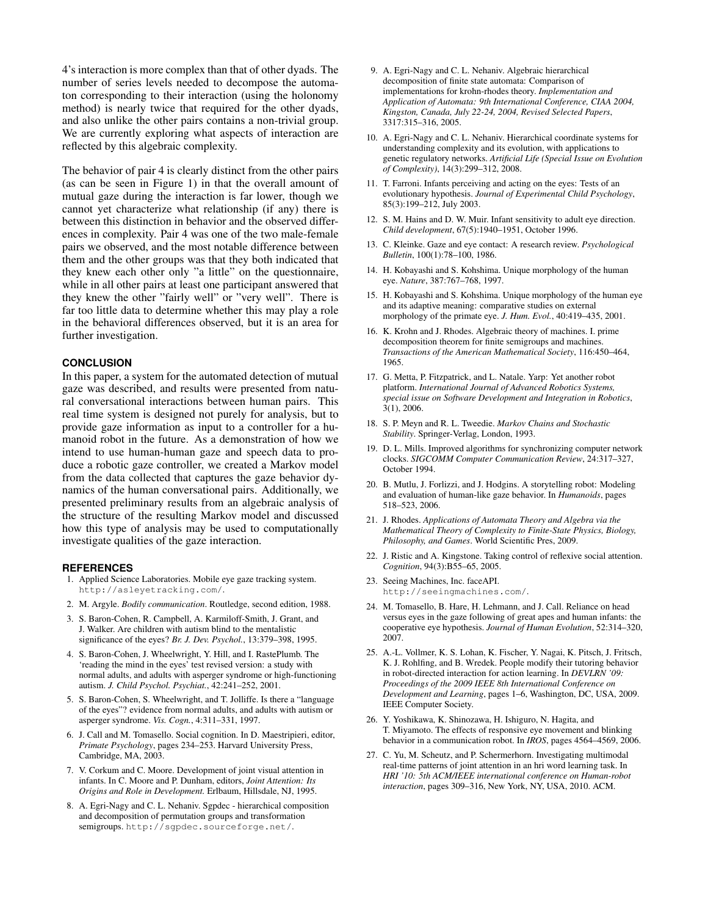4's interaction is more complex than that of other dyads. The number of series levels needed to decompose the automaton corresponding to their interaction (using the holonomy method) is nearly twice that required for the other dyads, and also unlike the other pairs contains a non-trivial group. We are currently exploring what aspects of interaction are reflected by this algebraic complexity.

The behavior of pair 4 is clearly distinct from the other pairs (as can be seen in Figure 1) in that the overall amount of mutual gaze during the interaction is far lower, though we cannot yet characterize what relationship (if any) there is between this distinction in behavior and the observed differences in complexity. Pair 4 was one of the two male-female pairs we observed, and the most notable difference between them and the other groups was that they both indicated that they knew each other only "a little" on the questionnaire, while in all other pairs at least one participant answered that they knew the other "fairly well" or "very well". There is far too little data to determine whether this may play a role in the behavioral differences observed, but it is an area for further investigation.

## CONCLUSION

In this paper, a system for the automated detection of mutual gaze was described, and results were presented from natural conversational interactions between human pairs. This real time system is designed not purely for analysis, but to provide gaze information as input to a controller for a humanoid robot in the future. As a demonstration of how we intend to use human-human gaze and speech data to produce a robotic gaze controller, we created a Markov model from the data collected that captures the gaze behavior dynamics of the human conversational pairs. Additionally, we presented preliminary results from an algebraic analysis of the structure of the resulting Markov model and discussed how this type of analysis may be used to computationally investigate qualities of the gaze interaction.

## REFERENCES

1. Applied Science Laboratories. Mobile eye gaze tracking system. http://asleyetracking.com/.
2. M. Argyle. *Bodily communication*. Routledge, second edition, 1988.
3. S. Baron-Cohen, R. Campbell, A. Karmiloff-Smith, J. Grant, and J. Walker. Are children with autism blind to the mentalistic significance of the eyes? *Br. J. Dev. Psychol.*, 13:379–398, 1995.
4. S. Baron-Cohen, J. Wheelwright, Y. Hill, and I. RastePlumb. The 'reading the mind in the eyes' test revised version: a study with normal adults, and adults with asperger syndrome or high-functioning autism. *J. Child Psychol. Psychiat.*, 42:241–252, 2001.
5. S. Baron-Cohen, S. Wheelwright, and T. Jolliffe. Is there a "language of the eyes"? evidence from normal adults, and adults with autism or asperger syndrome. *Vis. Cogn.*, 4:311–331, 1997.
6. J. Call and M. Tomasello. Social cognition. In D. Maestripieri, editor, *Primate Psychology*, pages 234–253. Harvard University Press, Cambridge, MA, 2003.
7. V. Corkum and C. Moore. Development of joint visual attention in infants. In C. Moore and P. Dunham, editors, *Joint Attention: Its Origins and Role in Development.* Erlbaum, Hillsdale, NJ, 1995.
8. A. Egri-Nagy and C. L. Nehaniv. Sgpdec - hierarchical composition and decomposition of permutation groups and transformation semigroups. http://sgpdec.sourceforge.net/.
9. A. Egri-Nagy and C. L. Nehaniv. Algebraic hierarchical decomposition of finite state automata: Comparison of implementations for krohn-rhodes theory. *Implementation and Application of Automata: 9th International Conference, CIAA 2004, Kingston, Canada, July 22-24, 2004, Revised Selected Papers*, 3317:315–316, 2005.
10. A. Egri-Nagy and C. L. Nehaniv. Hierarchical coordinate systems for understanding complexity and its evolution, with applications to genetic regulatory networks. *Artificial Life (Special Issue on Evolution of Complexity)*, 14(3):299–312, 2008.
11. T. Farroni. Infants perceiving and acting on the eyes: Tests of an evolutionary hypothesis. *Journal of Experimental Child Psychology*, 85(3):199–212, July 2003.
12. S. M. Hains and D. W. Muir. Infant sensitivity to adult eye direction. *Child development*, 67(5):1940–1951, October 1996.
13. C. Kleinke. Gaze and eye contact: A research review. *Psychological Bulletin*, 100(1):78–100, 1986.
14. H. Kobayashi and S. Kohshima. Unique morphology of the human eye. *Nature*, 387:767–768, 1997.
15. H. Kobayashi and S. Kohshima. Unique morphology of the human eye and its adaptive meaning: comparative studies on external morphology of the primate eye. *J. Hum. Evol.*, 40:419–435, 2001.
16. K. Krohn and J. Rhodes. Algebraic theory of machines. I. prime decomposition theorem for finite semigroups and machines. *Transactions of the American Mathematical Society*, 116:450–464, 1965.
17. G. Metta, P. Fitzpatrick, and L. Natale. Yarp: Yet another robot platform. *International Journal of Advanced Robotics Systems, special issue on Software Development and Integration in Robotics*, 3(1), 2006.
18. S. P. Meyn and R. L. Tweedie. *Markov Chains and Stochastic Stability*. Springer-Verlag, London, 1993.
19. D. L. Mills. Improved algorithms for synchronizing computer network clocks. *SIGCOMM Computer Communication Review*, 24:317–327, October 1994.
20. B. Mutlu, J. Forlizzi, and J. Hodgins. A storytelling robot: Modeling and evaluation of human-like gaze behavior. In *Humanoids*, pages 518–523, 2006.
21. J. Rhodes. *Applications of Automata Theory and Algebra via the Mathematical Theory of Complexity to Finite-State Physics, Biology, Philosophy, and Games*. World Scientific Pres, 2009.
22. J. Ristic and A. Kingstone. Taking control of reflexive social attention. *Cognition*, 94(3):B55–65, 2005.
23. Seeing Machines, Inc. faceAPI. http://seeingmachines.com/.
24. M. Tomasello, B. Hare, H. Lehmann, and J. Call. Reliance on head versus eyes in the gaze following of great apes and human infants: the cooperative eye hypothesis. *Journal of Human Evolution*, 52:314–320, 2007.
25. A.-L. Vollmer, K. S. Lohan, K. Fischer, Y. Nagai, K. Pitsch, J. Fritsch, K. J. Rohlfing, and B. Wredek. People modify their tutoring behavior in robot-directed interaction for action learning. In *DEVLRN '09: Proceedings of the 2009 IEEE 8th International Conference on Development and Learning*, pages 1–6, Washington, DC, USA, 2009. IEEE Computer Society.
26. Y. Yoshikawa, K. Shinozawa, H. Ishiguro, N. Hagita, and T. Miyamoto. The effects of responsive eye movement and blinking behavior in a communication robot. In *IROS*, pages 4564–4569, 2006.
27. C. Yu, M. Scheutz, and P. Schermerhorn. Investigating multimodal real-time patterns of joint attention in an hri word learning task. In *HRI '10: 5th ACM/IEEE international conference on Human-robot interaction*, pages 309–316, New York, NY, USA, 2010. ACM.